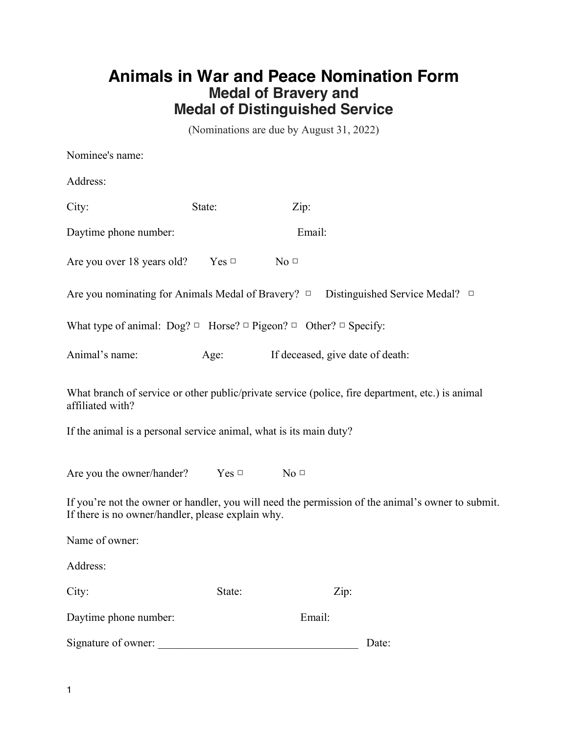# Animals in War and Peace Nomination Form
## Medal of Bravery and Medal of Distinguished Service

(Nominations are due by August 31, 2022)

Nominee's name:

Address:

City: State: Zip:

Daytime phone number: Email:

Are you over 18 years old? Yes ☐ No ☐

Are you nominating for Animals Medal of Bravery? ☐ Distinguished Service Medal? ☐

What type of animal: Dog? ☐ Horse? ☐ Pigeon? ☐ Other? ☐ Specify:

Animal's name: Age: If deceased, give date of death:

What branch of service or other public/private service (police, fire department, etc.) is animal affiliated with?

If the animal is a personal service animal, what is its main duty?

Are you the owner/hander? Yes ☐ No ☐

If you're not the owner or handler, you will need the permission of the animal's owner to submit. If there is no owner/handler, please explain why.

Name of owner:

Address:

City: State: Zip:

Daytime phone number: Email:

Signature of owner: ____________________________________ Date: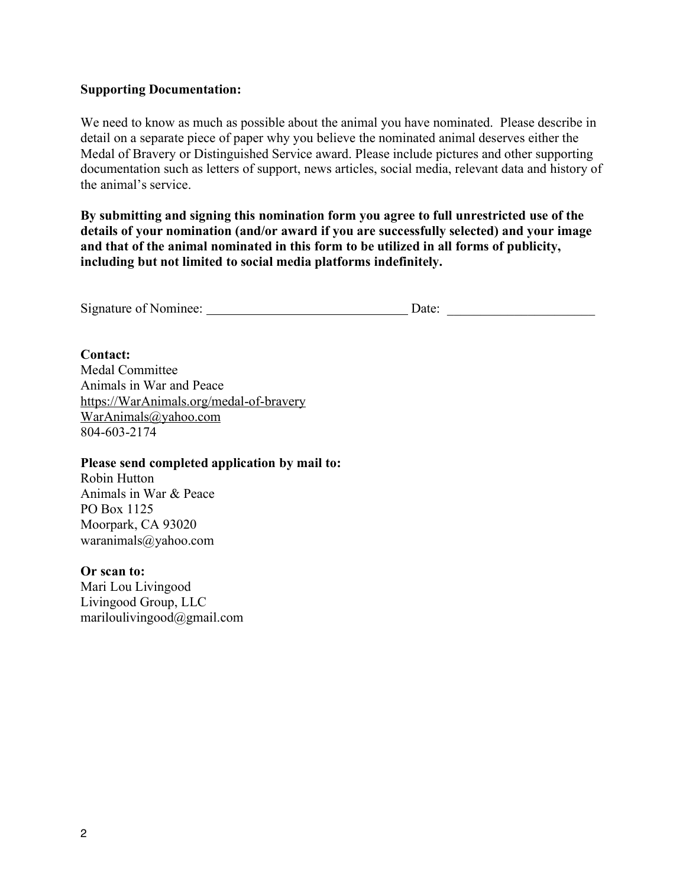**Supporting Documentation:**

We need to know as much as possible about the animal you have nominated. Please describe in detail on a separate piece of paper why you believe the nominated animal deserves either the Medal of Bravery or Distinguished Service award. Please include pictures and other supporting documentation such as letters of support, news articles, social media, relevant data and history of the animal's service.

**By submitting and signing this nomination form you agree to full unrestricted use of the details of your nomination (and/or award if you are successfully selected) and your image and that of the animal nominated in this form to be utilized in all forms of publicity, including but not limited to social media platforms indefinitely.**

Signature of Nominee: ______________________________ Date: ______________________

**Contact:**
Medal Committee
Animals in War and Peace
https://WarAnimals.org/medal-of-bravery
WarAnimals@yahoo.com
804-603-2174

**Please send completed application by mail to:**
Robin Hutton
Animals in War & Peace
PO Box 1125
Moorpark, CA 93020
waranimals@yahoo.com

**Or scan to:**
Mari Lou Livingood
Livingood Group, LLC
mariloulivingood@gmail.com